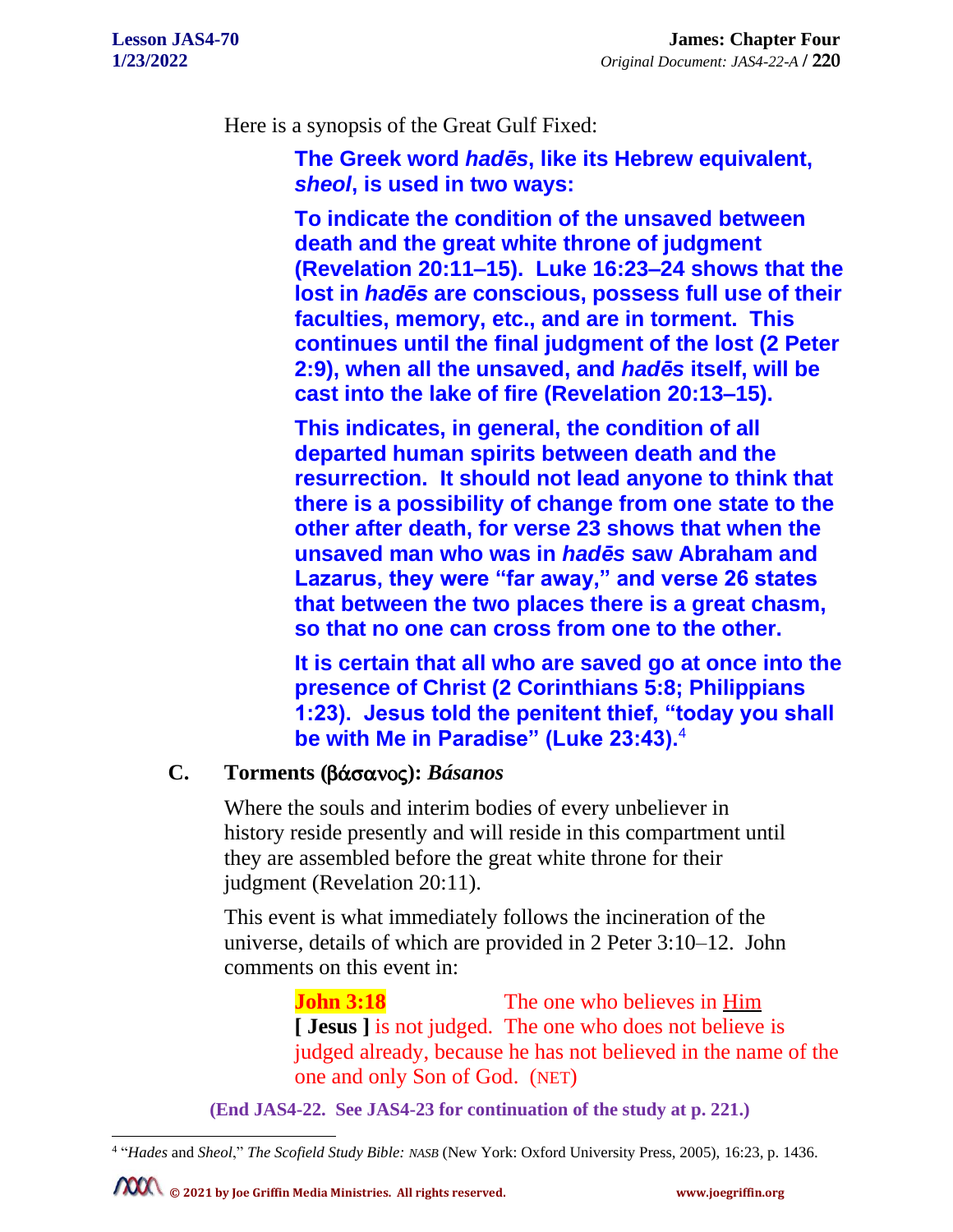Here is a synopsis of the Great Gulf Fixed:

> **The Greek word *hadēs*, like its Hebrew equivalent, *sheol*, is used in two ways:**
>
> **To indicate the condition of the unsaved between death and the great white throne of judgment (Revelation 20:11–15). Luke 16:23–24 shows that the lost in *hadēs* are conscious, possess full use of their faculties, memory, etc., and are in torment. This continues until the final judgment of the lost (2 Peter 2:9), when all the unsaved, and *hadēs* itself, will be cast into the lake of fire (Revelation 20:13–15).**
>
> **This indicates, in general, the condition of all departed human spirits between death and the resurrection. It should not lead anyone to think that there is a possibility of change from one state to the other after death, for verse 23 shows that when the unsaved man who was in *hadēs* saw Abraham and Lazarus, they were "far away," and verse 26 states that between the two places there is a great chasm, so that no one can cross from one to the other.**
>
> **It is certain that all who are saved go at once into the presence of Christ (2 Corinthians 5:8; Philippians 1:23). Jesus told the penitent thief, "today you shall be with Me in Paradise" (Luke 23:43).**[4]

### C. Torments (βάσανος): *Básanos*

Where the souls and interim bodies of every unbeliever in history reside presently and will reside in this compartment until they are assembled before the great white throne for their judgment (Revelation 20:11).

This event is what immediately follows the incineration of the universe, details of which are provided in 2 Peter 3:10–12. John comments on this event in:

> **John 3:18** The one who believes in Him **[ Jesus ]** is not judged. The one who does not believe is judged already, because he has not believed in the name of the one and only Son of God. (NET)

**(End JAS4-22. See JAS4-23 for continuation of the study at p. 221.)**

---

[4] "*Hades* and *Sheol*," *The Scofield Study Bible: NASB* (New York: Oxford University Press, 2005), 16:23, p. 1436.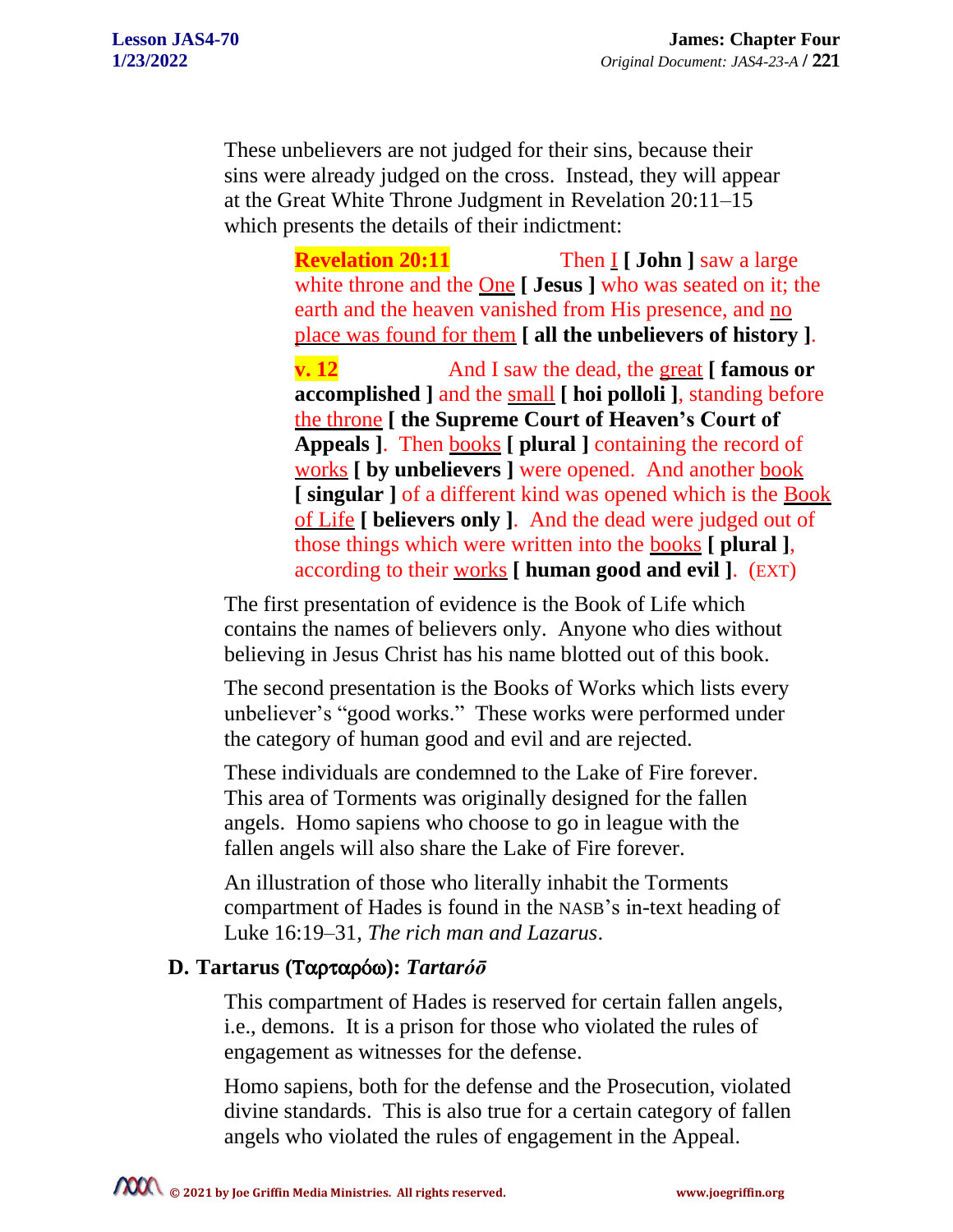These unbelievers are not judged for their sins, because their sins were already judged on the cross. Instead, they will appear at the Great White Throne Judgment in Revelation 20:11–15 which presents the details of their indictment:

> **Revelation 20:11** Then I **[ John ]** saw a large white throne and the One **[ Jesus ]** who was seated on it; the earth and the heaven vanished from His presence, and no place was found for them **[ all the unbelievers of history ]**.
>
> **v. 12** And I saw the dead, the great **[ famous or accomplished ]** and the small **[ hoi polloli ]**, standing before the throne **[ the Supreme Court of Heaven's Court of Appeals ]**. Then books **[ plural ]** containing the record of works **[ by unbelievers ]** were opened. And another book **[ singular ]** of a different kind was opened which is the Book of Life **[ believers only ]**. And the dead were judged out of those things which were written into the books **[ plural ]**, according to their works **[ human good and evil ]**. (EXT)

The first presentation of evidence is the Book of Life which contains the names of believers only. Anyone who dies without believing in Jesus Christ has his name blotted out of this book.

The second presentation is the Books of Works which lists every unbeliever's "good works." These works were performed under the category of human good and evil and are rejected.

These individuals are condemned to the Lake of Fire forever. This area of Torments was originally designed for the fallen angels. Homo sapiens who choose to go in league with the fallen angels will also share the Lake of Fire forever.

An illustration of those who literally inhabit the Torments compartment of Hades is found in the NASB's in-text heading of Luke 16:19–31, *The rich man and Lazarus*.

### D. Tartarus (Ταρταρόω): *Tartaróō*

This compartment of Hades is reserved for certain fallen angels, i.e., demons. It is a prison for those who violated the rules of engagement as witnesses for the defense.

Homo sapiens, both for the defense and the Prosecution, violated divine standards. This is also true for a certain category of fallen angels who violated the rules of engagement in the Appeal.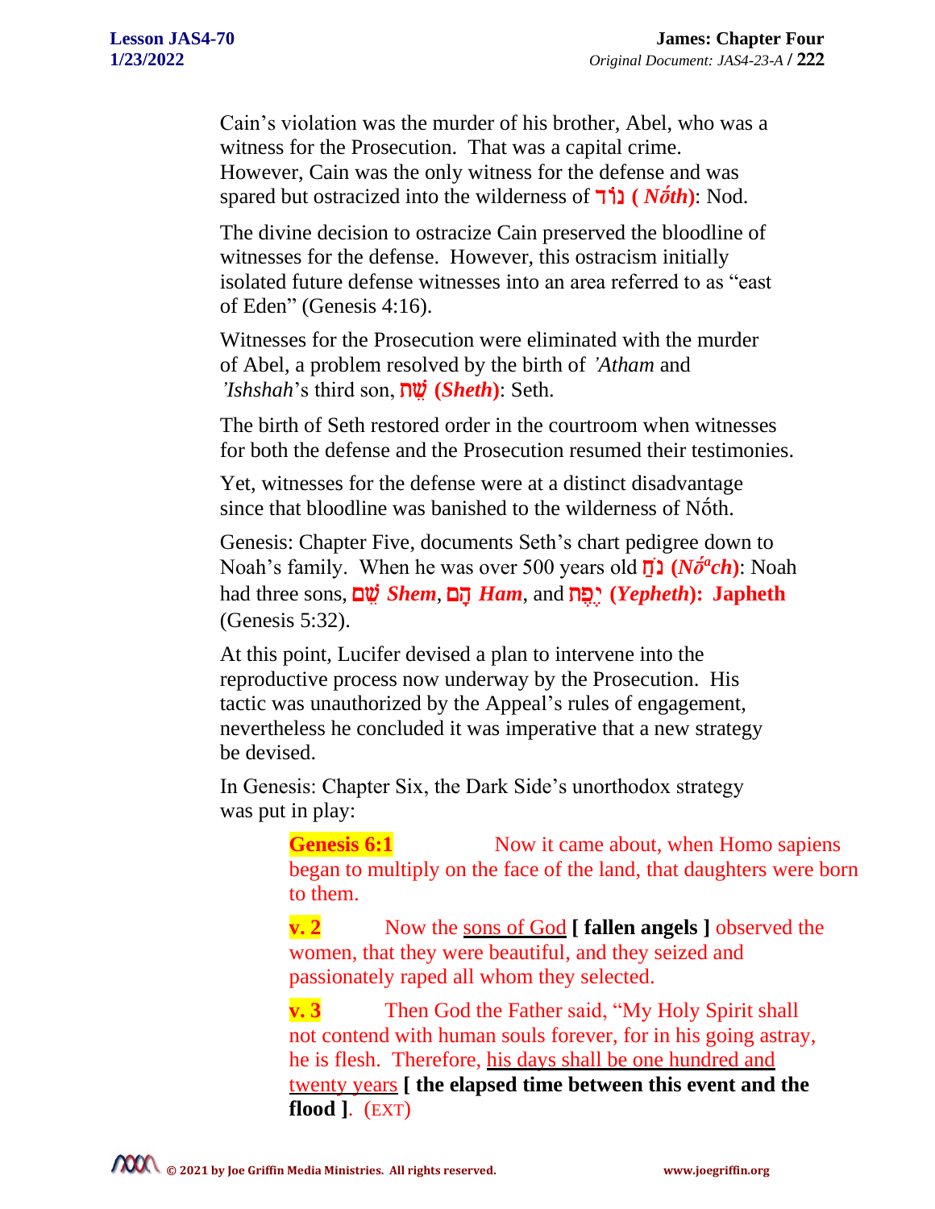Cain's violation was the murder of his brother, Abel, who was a witness for the Prosecution. That was a capital crime. However, Cain was the only witness for the defense and was spared but ostracized into the wilderness of **נוֹד ( *Nốth*)**: Nod.

The divine decision to ostracize Cain preserved the bloodline of witnesses for the defense. However, this ostracism initially isolated future defense witnesses into an area referred to as "east of Eden" (Genesis 4:16).

Witnesses for the Prosecution were eliminated with the murder of Abel, a problem resolved by the birth of *'Atham* and *'Ishshah*'s third son, **שֵׁת (*Sheth*)**: Seth.

The birth of Seth restored order in the courtroom when witnesses for both the defense and the Prosecution resumed their testimonies.

Yet, witnesses for the defense were at a distinct disadvantage since that bloodline was banished to the wilderness of Nốth.

Genesis: Chapter Five, documents Seth's chart pedigree down to Noah's family. When he was over 500 years old **נֹחַ (*Nốach*)**: Noah had three sons, **שֵׁם *Shem***, **חָם *Ham***, and **יֶפֶת (*Yepheth*): Japheth** (Genesis 5:32).

At this point, Lucifer devised a plan to intervene into the reproductive process now underway by the Prosecution. His tactic was unauthorized by the Appeal's rules of engagement, nevertheless he concluded it was imperative that a new strategy be devised.

In Genesis: Chapter Six, the Dark Side's unorthodox strategy was put in play:

> **Genesis 6:1** Now it came about, when Homo sapiens began to multiply on the face of the land, that daughters were born to them.
>
> **v. 2** Now the sons of God **[ fallen angels ]** observed the women, that they were beautiful, and they seized and passionately raped all whom they selected.
>
> **v. 3** Then God the Father said, "My Holy Spirit shall not contend with human souls forever, for in his going astray, he is flesh. Therefore, his days shall be one hundred and twenty years **[ the elapsed time between this event and the flood ]**. (EXT)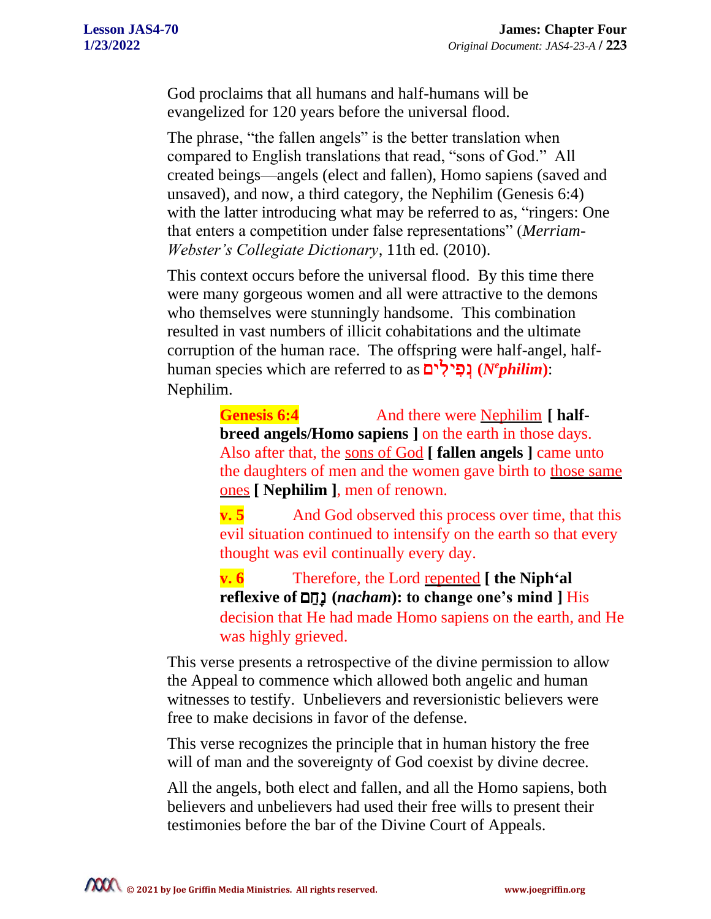God proclaims that all humans and half-humans will be evangelized for 120 years before the universal flood.

The phrase, "the fallen angels" is the better translation when compared to English translations that read, "sons of God." All created beings—angels (elect and fallen), Homo sapiens (saved and unsaved), and now, a third category, the Nephilim (Genesis 6:4) with the latter introducing what may be referred to as, "ringers: One that enters a competition under false representations" (*Merriam-Webster's Collegiate Dictionary*, 11th ed. (2010).

This context occurs before the universal flood. By this time there were many gorgeous women and all were attractive to the demons who themselves were stunningly handsome. This combination resulted in vast numbers of illicit cohabitations and the ultimate corruption of the human race. The offspring were half-angel, half-human species which are referred to as **נְפִילִים (*N*[e]*philim*)**: Nephilim.

> **Genesis 6:4** And there were Nephilim **[ half-breed angels/Homo sapiens ]** on the earth in those days. Also after that, the sons of God **[ fallen angels ]** came unto the daughters of men and the women gave birth to those same ones **[ Nephilim ]**, men of renown.
>
> **v. 5** And God observed this process over time, that this evil situation continued to intensify on the earth so that every thought was evil continually every day.
>
> **v. 6** Therefore, the Lord repented **[ the Niph'al reflexive of נָחַם (*nacham*): to change one's mind ]** His decision that He had made Homo sapiens on the earth, and He was highly grieved.

This verse presents a retrospective of the divine permission to allow the Appeal to commence which allowed both angelic and human witnesses to testify. Unbelievers and reversionistic believers were free to make decisions in favor of the defense.

This verse recognizes the principle that in human history the free will of man and the sovereignty of God coexist by divine decree.

All the angels, both elect and fallen, and all the Homo sapiens, both believers and unbelievers had used their free wills to present their testimonies before the bar of the Divine Court of Appeals.